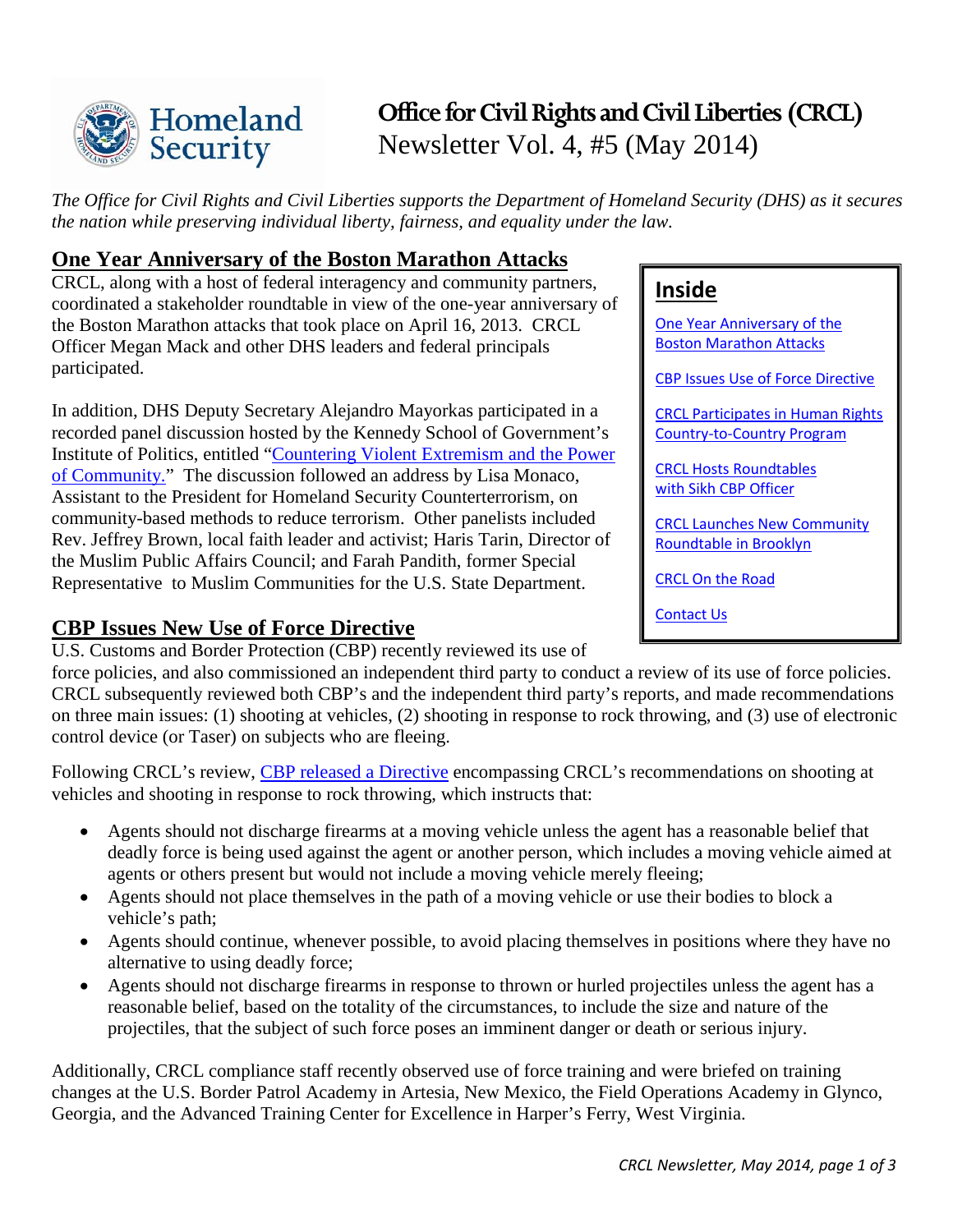# Office for Civil Rights and Civil Liberties (CRCL) Newsletter Vol. 4, #5 (May 2014)

*The Office for Civil Rights and Civil Liberties supports the Department of Homeland Security (DHS) as it secures the nation while preserving individual liberty, fairness, and equality under the law.*

## Inside

- One Year Anniversary of the Boston Marathon Attacks
- CBP Issues Use of Force Directive
- CRCL Participates in Human Rights Country-to-Country Program
- CRCL Hosts Roundtables with Sikh CBP Officer
- CRCL Launches New Community Roundtable in Brooklyn
- CRCL On the Road
- Contact Us

## One Year Anniversary of the Boston Marathon Attacks

CRCL, along with a host of federal interagency and community partners, coordinated a stakeholder roundtable in view of the one-year anniversary of the Boston Marathon attacks that took place on April 16, 2013. CRCL Officer Megan Mack and other DHS leaders and federal principals participated.

In addition, DHS Deputy Secretary Alejandro Mayorkas participated in a recorded panel discussion hosted by the Kennedy School of Government's Institute of Politics, entitled "Countering Violent Extremism and the Power of Community." The discussion followed an address by Lisa Monaco, Assistant to the President for Homeland Security Counterterrorism, on community-based methods to reduce terrorism. Other panelists included Rev. Jeffrey Brown, local faith leader and activist; Haris Tarin, Director of the Muslim Public Affairs Council; and Farah Pandith, former Special Representative to Muslim Communities for the U.S. State Department.

## CBP Issues New Use of Force Directive

U.S. Customs and Border Protection (CBP) recently reviewed its use of force policies, and also commissioned an independent third party to conduct a review of its use of force policies. CRCL subsequently reviewed both CBP's and the independent third party's reports, and made recommendations on three main issues: (1) shooting at vehicles, (2) shooting in response to rock throwing, and (3) use of electronic control device (or Taser) on subjects who are fleeing.

Following CRCL's review, CBP released a Directive encompassing CRCL's recommendations on shooting at vehicles and shooting in response to rock throwing, which instructs that:

- Agents should not discharge firearms at a moving vehicle unless the agent has a reasonable belief that deadly force is being used against the agent or another person, which includes a moving vehicle aimed at agents or others present but would not include a moving vehicle merely fleeing;
- Agents should not place themselves in the path of a moving vehicle or use their bodies to block a vehicle's path;
- Agents should continue, whenever possible, to avoid placing themselves in positions where they have no alternative to using deadly force;
- Agents should not discharge firearms in response to thrown or hurled projectiles unless the agent has a reasonable belief, based on the totality of the circumstances, to include the size and nature of the projectiles, that the subject of such force poses an imminent danger or death or serious injury.

Additionally, CRCL compliance staff recently observed use of force training and were briefed on training changes at the U.S. Border Patrol Academy in Artesia, New Mexico, the Field Operations Academy in Glynco, Georgia, and the Advanced Training Center for Excellence in Harper's Ferry, West Virginia.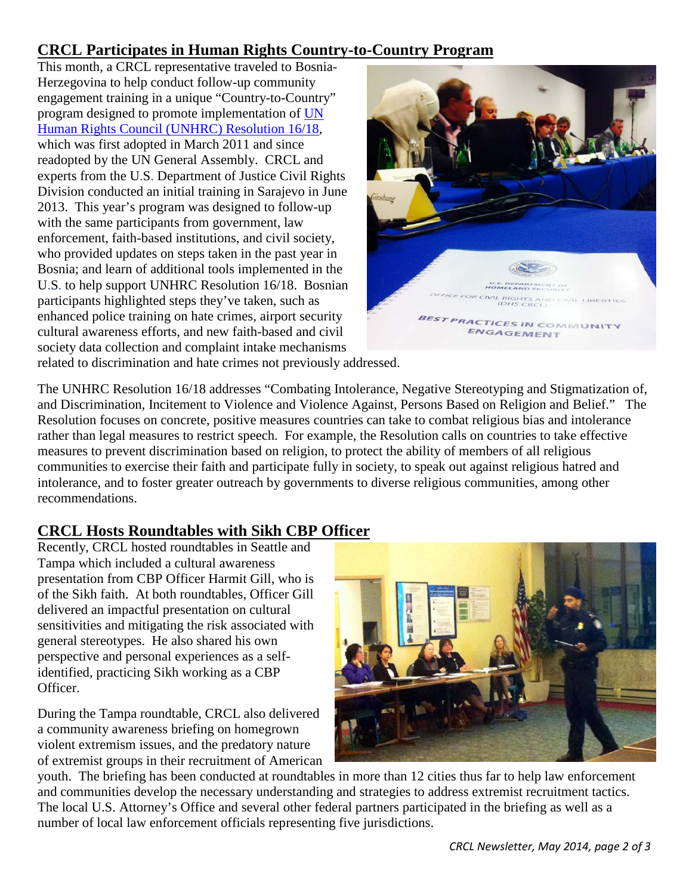## CRCL Participates in Human Rights Country-to-Country Program

This month, a CRCL representative traveled to Bosnia-Herzegovina to help conduct follow-up community engagement training in a unique "Country-to-Country" program designed to promote implementation of [UN Human Rights Council (UNHRC) Resolution 16/18](), which was first adopted in March 2011 and since readopted by the UN General Assembly. CRCL and experts from the U.S. Department of Justice Civil Rights Division conducted an initial training in Sarajevo in June 2013. This year's program was designed to follow-up with the same participants from government, law enforcement, faith-based institutions, and civil society, who provided updates on steps taken in the past year in Bosnia; and learn of additional tools implemented in the U.S. to help support UNHRC Resolution 16/18. Bosnian participants highlighted steps they've taken, such as enhanced police training on hate crimes, airport security cultural awareness efforts, and new faith-based and civil society data collection and complaint intake mechanisms related to discrimination and hate crimes not previously addressed.

The UNHRC Resolution 16/18 addresses "Combating Intolerance, Negative Stereotyping and Stigmatization of, and Discrimination, Incitement to Violence and Violence Against, Persons Based on Religion and Belief." The Resolution focuses on concrete, positive measures countries can take to combat religious bias and intolerance rather than legal measures to restrict speech. For example, the Resolution calls on countries to take effective measures to prevent discrimination based on religion, to protect the ability of members of all religious communities to exercise their faith and participate fully in society, to speak out against religious hatred and intolerance, and to foster greater outreach by governments to diverse religious communities, among other recommendations.

## CRCL Hosts Roundtables with Sikh CBP Officer

Recently, CRCL hosted roundtables in Seattle and Tampa which included a cultural awareness presentation from CBP Officer Harmit Gill, who is of the Sikh faith. At both roundtables, Officer Gill delivered an impactful presentation on cultural sensitivities and mitigating the risk associated with general stereotypes. He also shared his own perspective and personal experiences as a self-identified, practicing Sikh working as a CBP Officer.

During the Tampa roundtable, CRCL also delivered a community awareness briefing on homegrown violent extremism issues, and the predatory nature of extremist groups in their recruitment of American youth. The briefing has been conducted at roundtables in more than 12 cities thus far to help law enforcement and communities develop the necessary understanding and strategies to address extremist recruitment tactics. The local U.S. Attorney's Office and several other federal partners participated in the briefing as well as a number of local law enforcement officials representing five jurisdictions.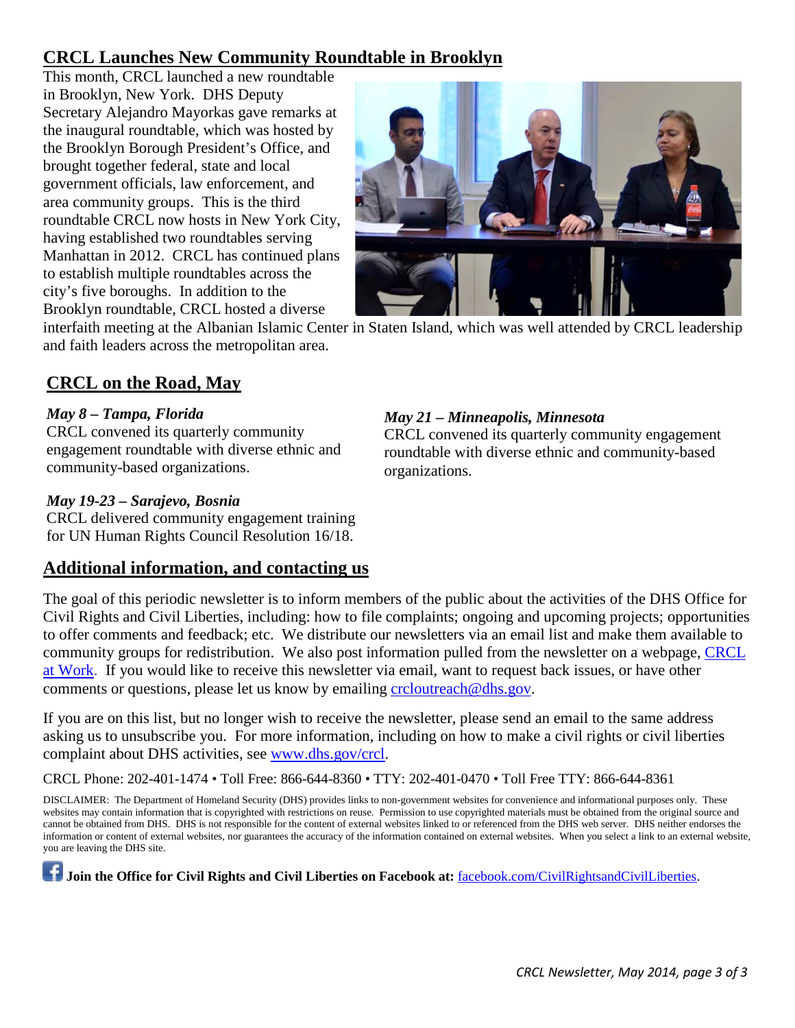## CRCL Launches New Community Roundtable in Brooklyn

This month, CRCL launched a new roundtable in Brooklyn, New York. DHS Deputy Secretary Alejandro Mayorkas gave remarks at the inaugural roundtable, which was hosted by the Brooklyn Borough President's Office, and brought together federal, state and local government officials, law enforcement, and area community groups. This is the third roundtable CRCL now hosts in New York City, having established two roundtables serving Manhattan in 2012. CRCL has continued plans to establish multiple roundtables across the city's five boroughs. In addition to the Brooklyn roundtable, CRCL hosted a diverse interfaith meeting at the Albanian Islamic Center in Staten Island, which was well attended by CRCL leadership and faith leaders across the metropolitan area.

## CRCL on the Road, May

***May 8 – Tampa, Florida***
CRCL convened its quarterly community engagement roundtable with diverse ethnic and community-based organizations.

***May 19-23 – Sarajevo, Bosnia***
CRCL delivered community engagement training for UN Human Rights Council Resolution 16/18.

***May 21 – Minneapolis, Minnesota***
CRCL convened its quarterly community engagement roundtable with diverse ethnic and community-based organizations.

## Additional information, and contacting us

The goal of this periodic newsletter is to inform members of the public about the activities of the DHS Office for Civil Rights and Civil Liberties, including: how to file complaints; ongoing and upcoming projects; opportunities to offer comments and feedback; etc. We distribute our newsletters via an email list and make them available to community groups for redistribution. We also post information pulled from the newsletter on a webpage, CRCL at Work. If you would like to receive this newsletter via email, want to request back issues, or have other comments or questions, please let us know by emailing crcloutreach@dhs.gov.

If you are on this list, but no longer wish to receive the newsletter, please send an email to the same address asking us to unsubscribe you. For more information, including on how to make a civil rights or civil liberties complaint about DHS activities, see www.dhs.gov/crcl.

CRCL Phone: 202-401-1474 • Toll Free: 866-644-8360 • TTY: 202-401-0470 • Toll Free TTY: 866-644-8361

DISCLAIMER: The Department of Homeland Security (DHS) provides links to non-government websites for convenience and informational purposes only. These websites may contain information that is copyrighted with restrictions on reuse. Permission to use copyrighted materials must be obtained from the original source and cannot be obtained from DHS. DHS is not responsible for the content of external websites linked to or referenced from the DHS web server. DHS neither endorses the information or content of external websites, nor guarantees the accuracy of the information contained on external websites. When you select a link to an external website, you are leaving the DHS site.

**Join the Office for Civil Rights and Civil Liberties on Facebook at:** facebook.com/CivilRightsandCivilLiberties.